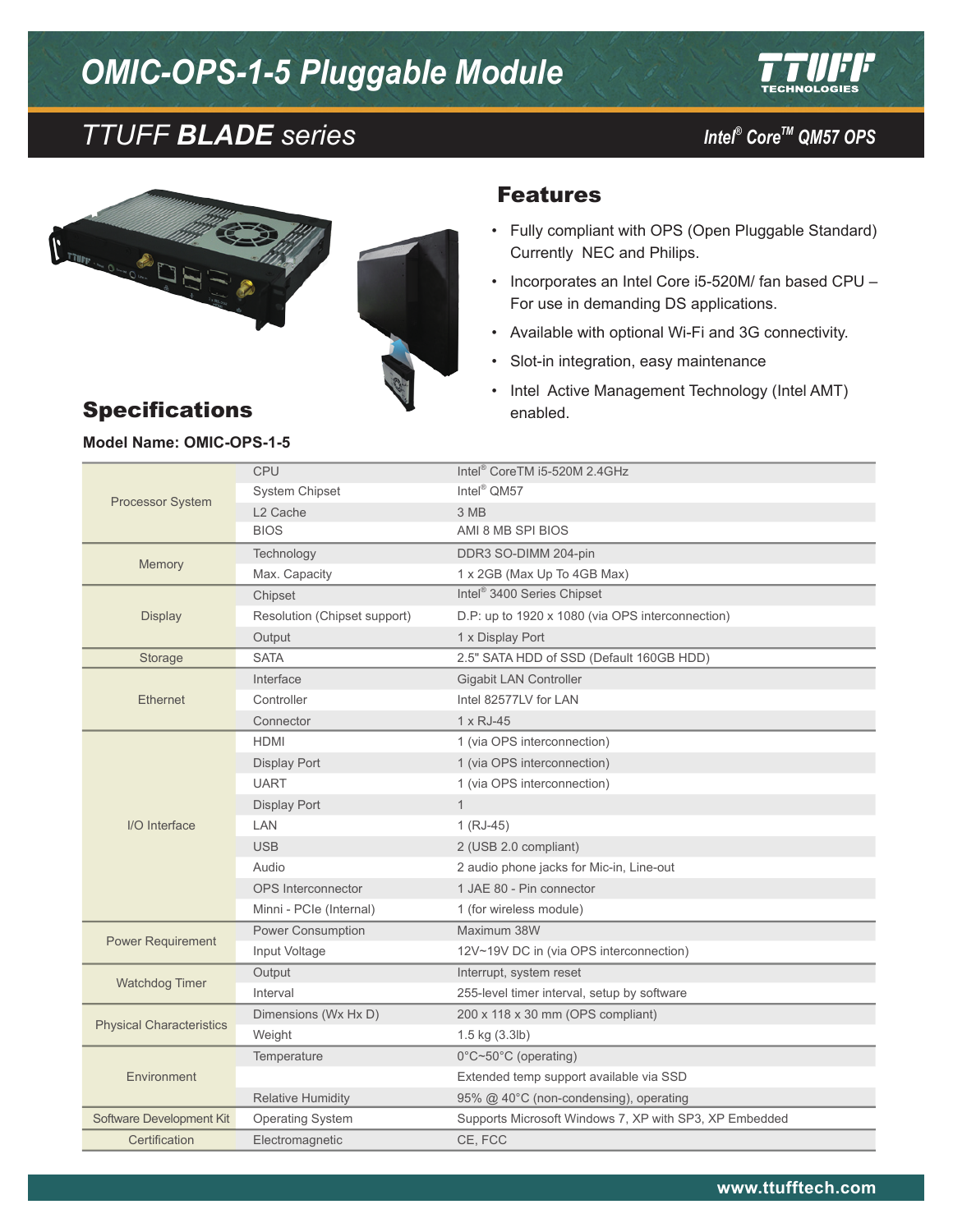# OMIC-OPS-1-5 Pluggable Module

## TTUFF *BLADE* series

**Intel® Core™ QM57 OPS**

## Features

- Fully compliant with OPS (Open Pluggable Standard) Currently NEC and Philips.
- Incorporates an Intel Core i5-520M/ fan based CPU – For use in demanding DS applications.
- Available with optional Wi-Fi and 3G connectivity.
- Slot-in integration, easy maintenance
- Intel Active Management Technology (Intel AMT) enabled.

## Specifications

**Model Name: OMIC-OPS-1-5**

| | | |
|---|---|---|
| Processor System | CPU | Intel® CoreTM i5-520M 2.4GHz |
| | System Chipset | Intel® QM57 |
| | L2 Cache | 3 MB |
| | BIOS | AMI 8 MB SPI BIOS |
| Memory | Technology | DDR3 SO-DIMM 204-pin |
| | Max. Capacity | 1 x 2GB (Max Up To 4GB Max) |
| Display | Chipset | Intel® 3400 Series Chipset |
| | Resolution (Chipset support) | D.P: up to 1920 x 1080 (via OPS interconnection) |
| | Output | 1 x Display Port |
| Storage | SATA | 2.5" SATA HDD of SSD (Default 160GB HDD) |
| Ethernet | Interface | Gigabit LAN Controller |
| | Controller | Intel 82577LV for LAN |
| | Connector | 1 x RJ-45 |
| I/O Interface | HDMI | 1 (via OPS interconnection) |
| | Display Port | 1 (via OPS interconnection) |
| | UART | 1 (via OPS interconnection) |
| | Display Port | 1 |
| | LAN | 1 (RJ-45) |
| | USB | 2 (USB 2.0 compliant) |
| | Audio | 2 audio phone jacks for Mic-in, Line-out |
| | OPS Interconnector | 1 JAE 80 - Pin connector |
| | Minni - PCIe (Internal) | 1 (for wireless module) |
| Power Requirement | Power Consumption | Maximum 38W |
| | Input Voltage | 12V~19V DC in (via OPS interconnection) |
| Watchdog Timer | Output | Interrupt, system reset |
| | Interval | 255-level timer interval, setup by software |
| Physical Characteristics | Dimensions (Wx Hx D) | 200 x 118 x 30 mm (OPS compliant) |
| | Weight | 1.5 kg (3.3lb) |
| Environment | Temperature | 0°C~50°C (operating) |
| | | Extended temp support available via SSD |
| | Relative Humidity | 95% @ 40°C (non-condensing), operating |
| Software Development Kit | Operating System | Supports Microsoft Windows 7, XP with SP3, XP Embedded |
| Certification | Electromagnetic | CE, FCC |

www.ttufftech.com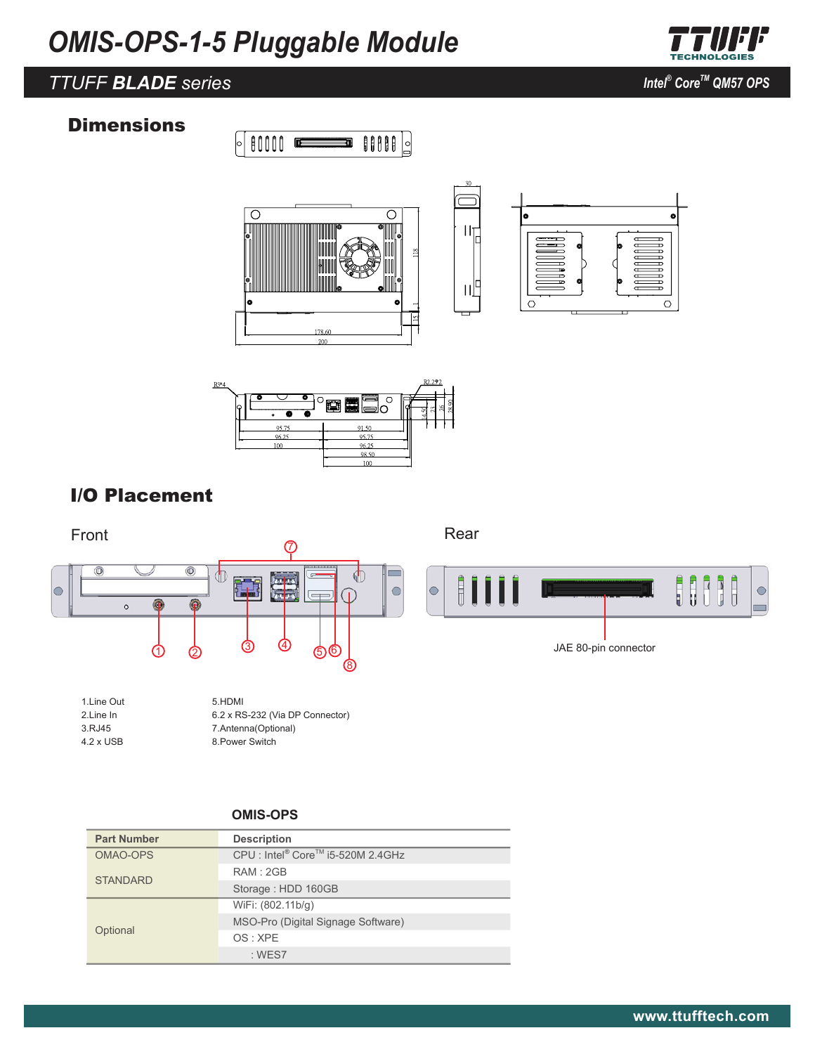# OMIS-OPS-1-5 Pluggable Module

TTUFF **BLADE** series

Intel® Core™ QM57 OPS

## Dimensions

30

118

15.1

178.60

200

R3*4

R2.2*2

95.75

96.25

100

91.50

95.75

96.25

98.50

100

4.50

23

26

28.90

## I/O Placement

Front

Rear

JAE 80-pin connector

1.Line Out
2.Line In
3.RJ45
4.2 x USB
5.HDMI
6.2 x RS-232 (Via DP Connector)
7.Antenna(Optional)
8.Power Switch

### OMIS-OPS

| Part Number | Description |
|---|---|
| OMAO-OPS | CPU : Intel® Core™ i5-520M 2.4GHz |
| STANDARD | RAM : 2GB |
| | Storage : HDD 160GB |
| Optional | WiFi: (802.11b/g) |
| | MSO-Pro (Digital Signage Software) |
| | OS : XPE |
| | : WES7 |

www.ttufftech.com